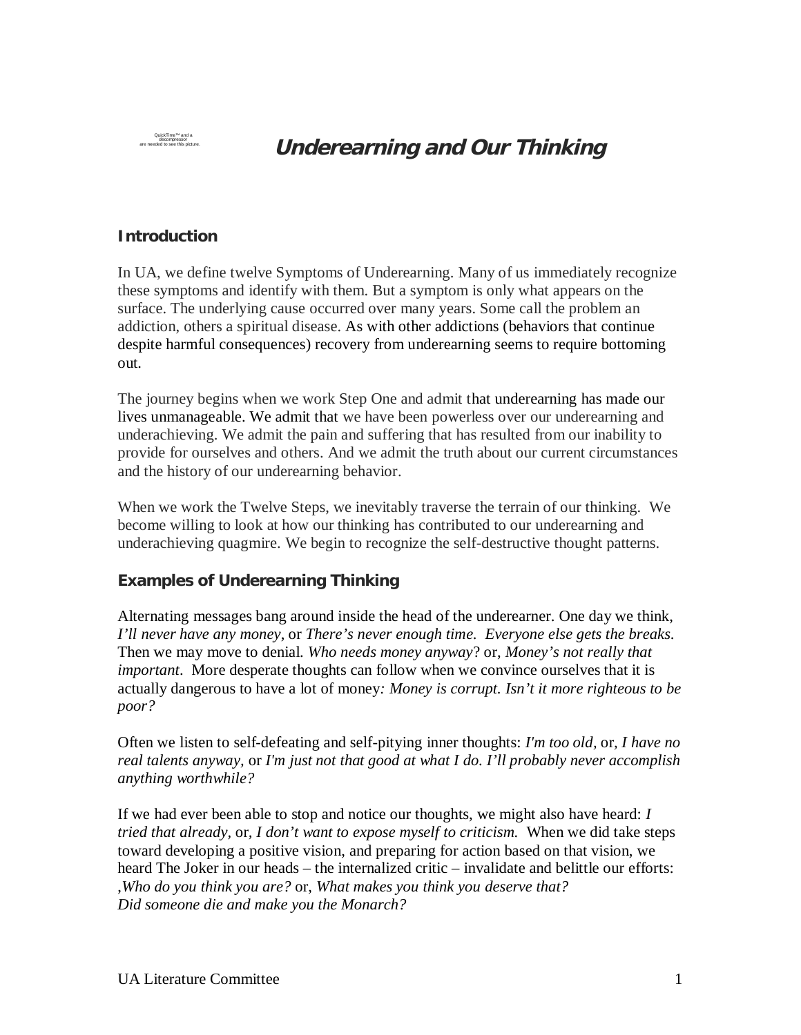# Underearning and Our Thinking

## Introduction

In UA, we define twelve Symptoms of Underearning. Many of us immediately recognize these symptoms and identify with them. But a symptom is only what appears on the surface. The underlying cause occurred over many years. Some call the problem an addiction, others a spiritual disease. As with other addictions (behaviors that continue despite harmful consequences) recovery from underearning seems to require bottoming out.

The journey begins when we work Step One and admit that underearning has made our lives unmanageable. We admit that we have been powerless over our underearning and underachieving. We admit the pain and suffering that has resulted from our inability to provide for ourselves and others. And we admit the truth about our current circumstances and the history of our underearning behavior.

When we work the Twelve Steps, we inevitably traverse the terrain of our thinking. We become willing to look at how our thinking has contributed to our underearning and underachieving quagmire. We begin to recognize the self-destructive thought patterns.

## Examples of Underearning Thinking

Alternating messages bang around inside the head of the underearner. One day we think, *I'll never have any money*, or *There's never enough time. Everyone else gets the breaks.* Then we may move to denial. *Who needs money anyway*? or, *Money's not really that important*. More desperate thoughts can follow when we convince ourselves that it is actually dangerous to have a lot of money*: Money is corrupt. Isn't it more righteous to be poor?*

Often we listen to self-defeating and self-pitying inner thoughts: *I'm too old,* or*, I have no real talents anyway,* or *I'm just not that good at what I do. I'll probably never accomplish anything worthwhile?*

If we had ever been able to stop and notice our thoughts, we might also have heard: *I tried that already,* or*, I don't want to expose myself to criticism.* When we did take steps toward developing a positive vision, and preparing for action based on that vision, we heard The Joker in our heads – the internalized critic – invalidate and belittle our efforts: ,*Who do you think you are?* or, *What makes you think you deserve that? Did someone die and make you the Monarch?*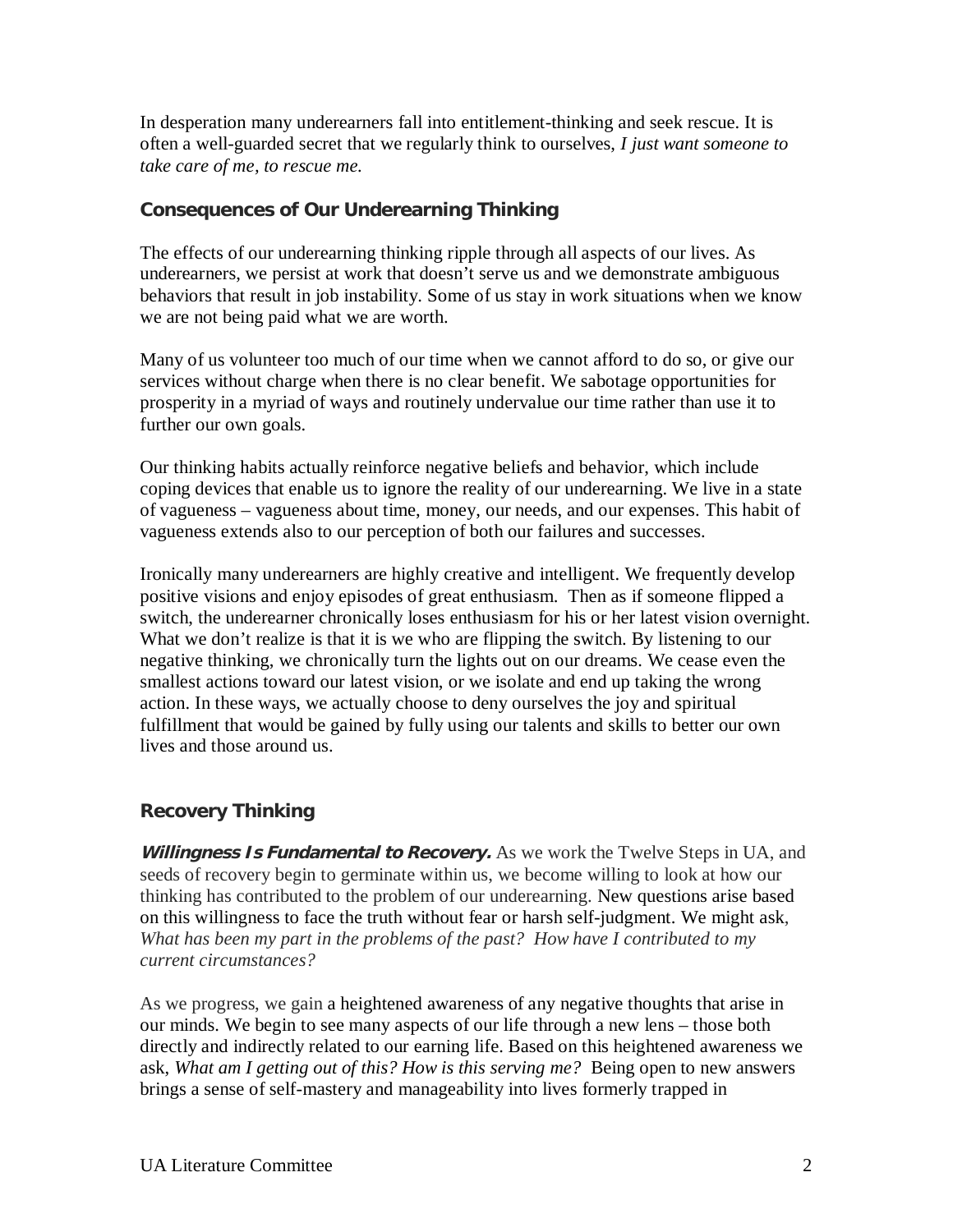In desperation many underearners fall into entitlement-thinking and seek rescue. It is often a well-guarded secret that we regularly think to ourselves, *I just want someone to take care of me, to rescue me.*

## Consequences of Our Underearning Thinking

The effects of our underearning thinking ripple through all aspects of our lives. As underearners, we persist at work that doesn't serve us and we demonstrate ambiguous behaviors that result in job instability. Some of us stay in work situations when we know we are not being paid what we are worth.

Many of us volunteer too much of our time when we cannot afford to do so, or give our services without charge when there is no clear benefit. We sabotage opportunities for prosperity in a myriad of ways and routinely undervalue our time rather than use it to further our own goals.

Our thinking habits actually reinforce negative beliefs and behavior, which include coping devices that enable us to ignore the reality of our underearning. We live in a state of vagueness – vagueness about time, money, our needs, and our expenses. This habit of vagueness extends also to our perception of both our failures and successes.

Ironically many underearners are highly creative and intelligent. We frequently develop positive visions and enjoy episodes of great enthusiasm. Then as if someone flipped a switch, the underearner chronically loses enthusiasm for his or her latest vision overnight. What we don't realize is that it is we who are flipping the switch. By listening to our negative thinking, we chronically turn the lights out on our dreams. We cease even the smallest actions toward our latest vision, or we isolate and end up taking the wrong action. In these ways, we actually choose to deny ourselves the joy and spiritual fulfillment that would be gained by fully using our talents and skills to better our own lives and those around us.

## Recovery Thinking

***Willingness Is Fundamental to Recovery.*** As we work the Twelve Steps in UA, and seeds of recovery begin to germinate within us, we become willing to look at how our thinking has contributed to the problem of our underearning. New questions arise based on this willingness to face the truth without fear or harsh self-judgment. We might ask, *What has been my part in the problems of the past? How have I contributed to my current circumstances?*

As we progress, we gain a heightened awareness of any negative thoughts that arise in our minds. We begin to see many aspects of our life through a new lens – those both directly and indirectly related to our earning life. Based on this heightened awareness we ask, *What am I getting out of this? How is this serving me?* Being open to new answers brings a sense of self-mastery and manageability into lives formerly trapped in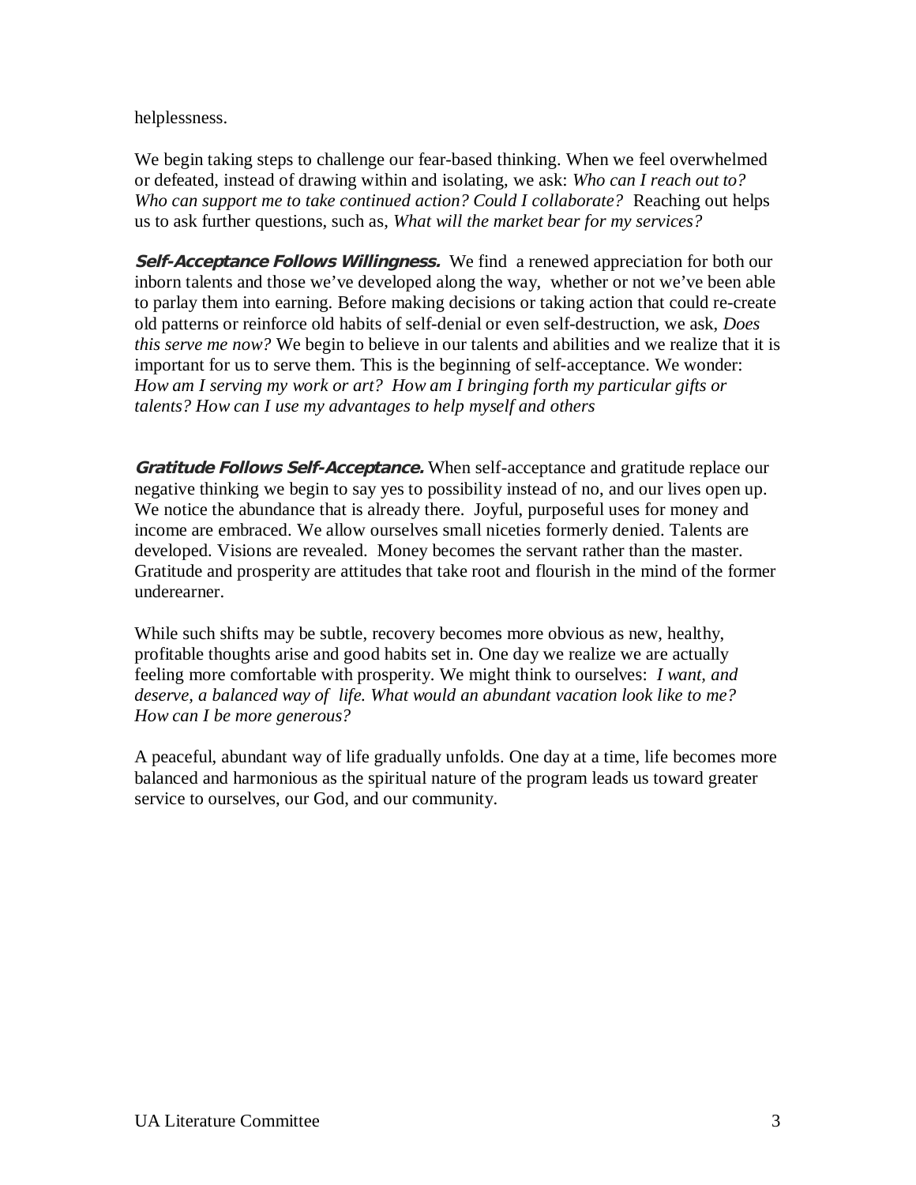helplessness.

We begin taking steps to challenge our fear-based thinking. When we feel overwhelmed or defeated, instead of drawing within and isolating, we ask: *Who can I reach out to? Who can support me to take continued action? Could I collaborate?* Reaching out helps us to ask further questions, such as, *What will the market bear for my services?*

***Self-Acceptance Follows Willingness.*** We find a renewed appreciation for both our inborn talents and those we've developed along the way, whether or not we've been able to parlay them into earning. Before making decisions or taking action that could re-create old patterns or reinforce old habits of self-denial or even self-destruction, we ask, *Does this serve me now?* We begin to believe in our talents and abilities and we realize that it is important for us to serve them. This is the beginning of self-acceptance. We wonder: *How am I serving my work or art? How am I bringing forth my particular gifts or talents? How can I use my advantages to help myself and others*

***Gratitude Follows Self-Acceptance.*** When self-acceptance and gratitude replace our negative thinking we begin to say yes to possibility instead of no, and our lives open up. We notice the abundance that is already there. Joyful, purposeful uses for money and income are embraced. We allow ourselves small niceties formerly denied. Talents are developed. Visions are revealed. Money becomes the servant rather than the master. Gratitude and prosperity are attitudes that take root and flourish in the mind of the former underearner.

While such shifts may be subtle, recovery becomes more obvious as new, healthy, profitable thoughts arise and good habits set in. One day we realize we are actually feeling more comfortable with prosperity. We might think to ourselves: *I want, and deserve, a balanced way of life. What would an abundant vacation look like to me? How can I be more generous?*

A peaceful, abundant way of life gradually unfolds. One day at a time, life becomes more balanced and harmonious as the spiritual nature of the program leads us toward greater service to ourselves, our God, and our community.